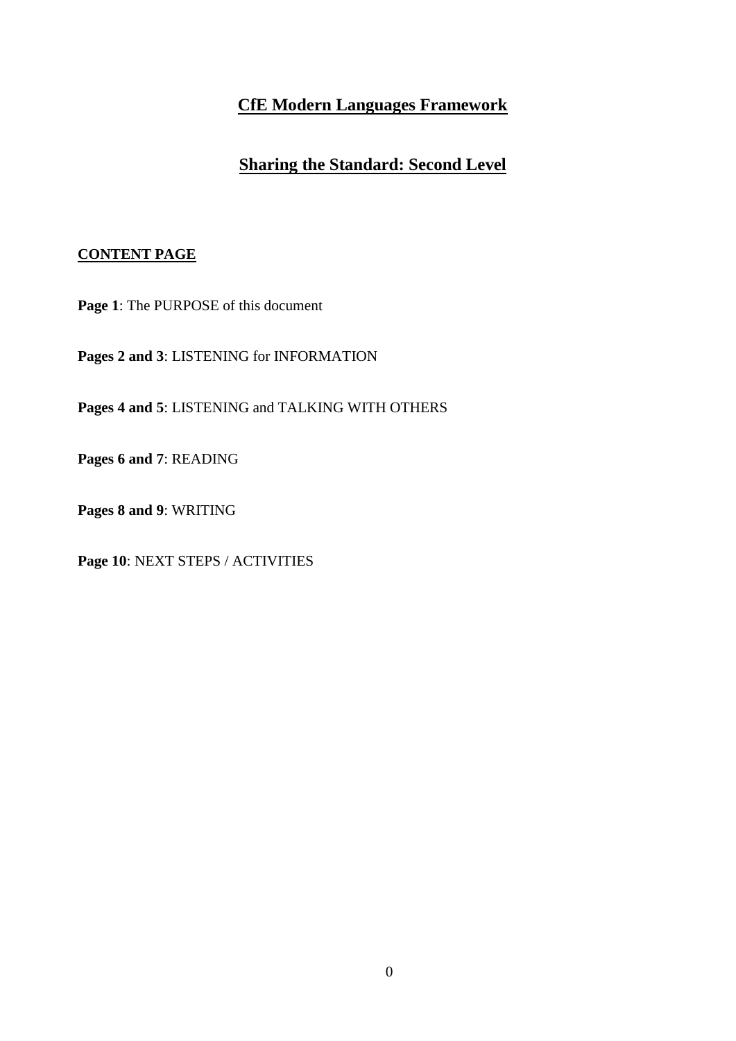# CfE Modern Languages Framework

## Sharing the Standard: Second Level

**CONTENT PAGE**

**Page 1**: The PURPOSE of this document

**Pages 2 and 3**: LISTENING for INFORMATION

**Pages 4 and 5**: LISTENING and TALKING WITH OTHERS

**Pages 6 and 7**: READING

**Pages 8 and 9**: WRITING

**Page 10**: NEXT STEPS / ACTIVITIES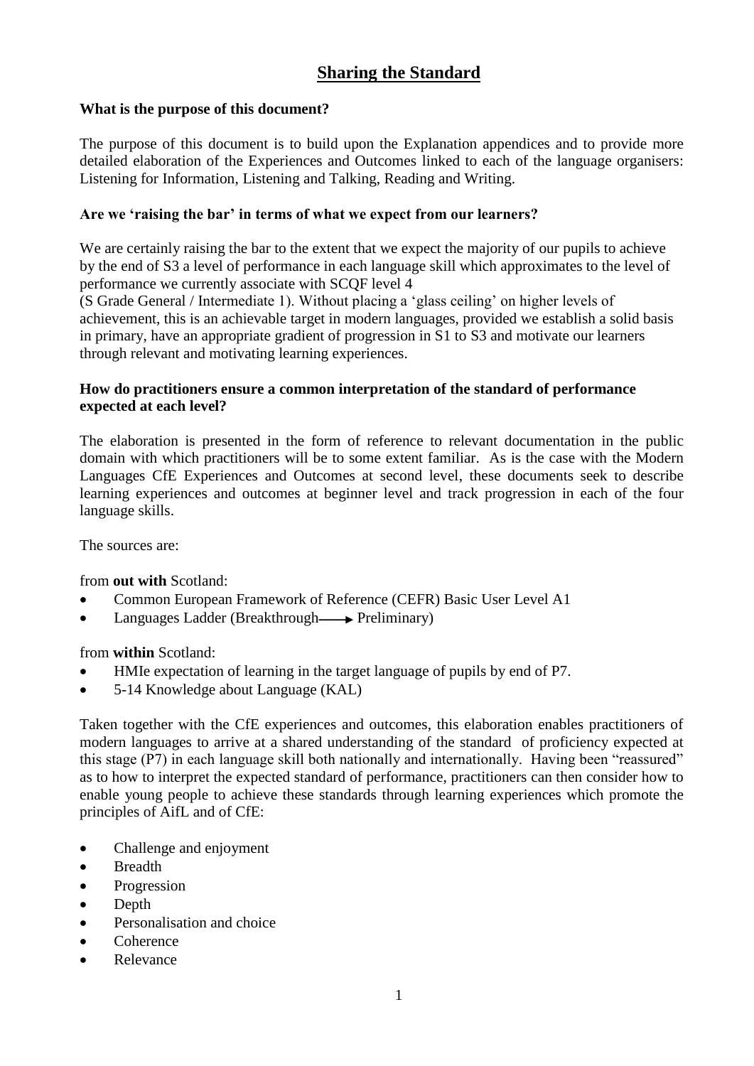# Sharing the Standard

**What is the purpose of this document?**

The purpose of this document is to build upon the Explanation appendices and to provide more detailed elaboration of the Experiences and Outcomes linked to each of the language organisers: Listening for Information, Listening and Talking, Reading and Writing.

**Are we 'raising the bar' in terms of what we expect from our learners?**

We are certainly raising the bar to the extent that we expect the majority of our pupils to achieve by the end of S3 a level of performance in each language skill which approximates to the level of performance we currently associate with SCQF level 4
(S Grade General / Intermediate 1). Without placing a 'glass ceiling' on higher levels of achievement, this is an achievable target in modern languages, provided we establish a solid basis in primary, have an appropriate gradient of progression in S1 to S3 and motivate our learners through relevant and motivating learning experiences.

**How do practitioners ensure a common interpretation of the standard of performance expected at each level?**

The elaboration is presented in the form of reference to relevant documentation in the public domain with which practitioners will be to some extent familiar. As is the case with the Modern Languages CfE Experiences and Outcomes at second level, these documents seek to describe learning experiences and outcomes at beginner level and track progression in each of the four language skills.

The sources are:

from **out with** Scotland:

- Common European Framework of Reference (CEFR) Basic User Level A1
- Languages Ladder (Breakthrough ⟶ Preliminary)

from **within** Scotland:

- HMIe expectation of learning in the target language of pupils by end of P7.
- 5-14 Knowledge about Language (KAL)

Taken together with the CfE experiences and outcomes, this elaboration enables practitioners of modern languages to arrive at a shared understanding of the standard of proficiency expected at this stage (P7) in each language skill both nationally and internationally. Having been "reassured" as to how to interpret the expected standard of performance, practitioners can then consider how to enable young people to achieve these standards through learning experiences which promote the principles of AifL and of CfE:

- Challenge and enjoyment
- Breadth
- Progression
- Depth
- Personalisation and choice
- Coherence
- Relevance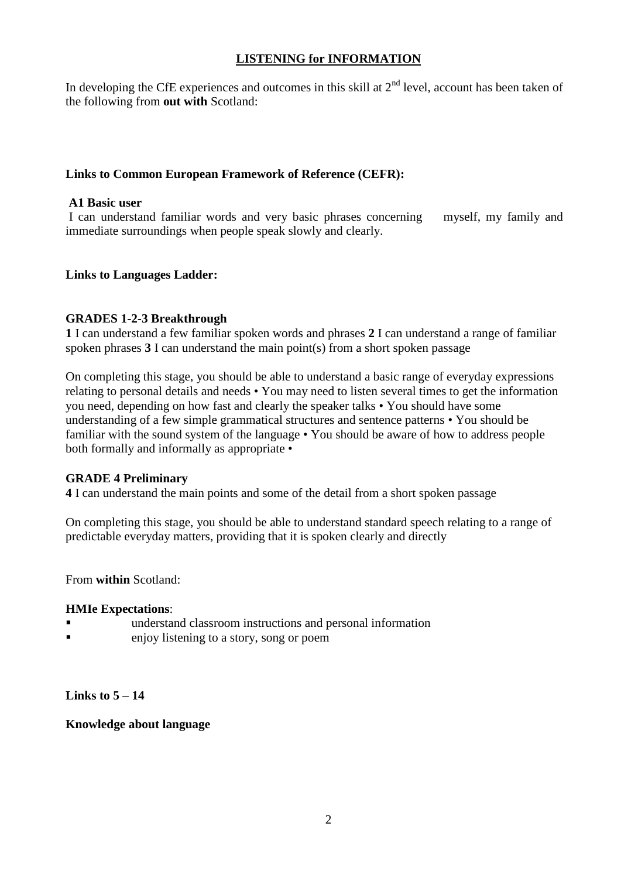# LISTENING for INFORMATION

In developing the CfE experiences and outcomes in this skill at 2nd level, account has been taken of the following from **out with** Scotland:

**Links to Common European Framework of Reference (CEFR):**

**A1 Basic user**
I can understand familiar words and very basic phrases concerning myself, my family and immediate surroundings when people speak slowly and clearly.

**Links to Languages Ladder:**

**GRADES 1-2-3 Breakthrough**
**1** I can understand a few familiar spoken words and phrases **2** I can understand a range of familiar spoken phrases **3** I can understand the main point(s) from a short spoken passage

On completing this stage, you should be able to understand a basic range of everyday expressions relating to personal details and needs • You may need to listen several times to get the information you need, depending on how fast and clearly the speaker talks • You should have some understanding of a few simple grammatical structures and sentence patterns • You should be familiar with the sound system of the language • You should be aware of how to address people both formally and informally as appropriate •

**GRADE 4 Preliminary**
**4** I can understand the main points and some of the detail from a short spoken passage

On completing this stage, you should be able to understand standard speech relating to a range of predictable everyday matters, providing that it is spoken clearly and directly

From **within** Scotland:

**HMIe Expectations**:

- understand classroom instructions and personal information
- enjoy listening to a story, song or poem

**Links to 5 – 14**

**Knowledge about language**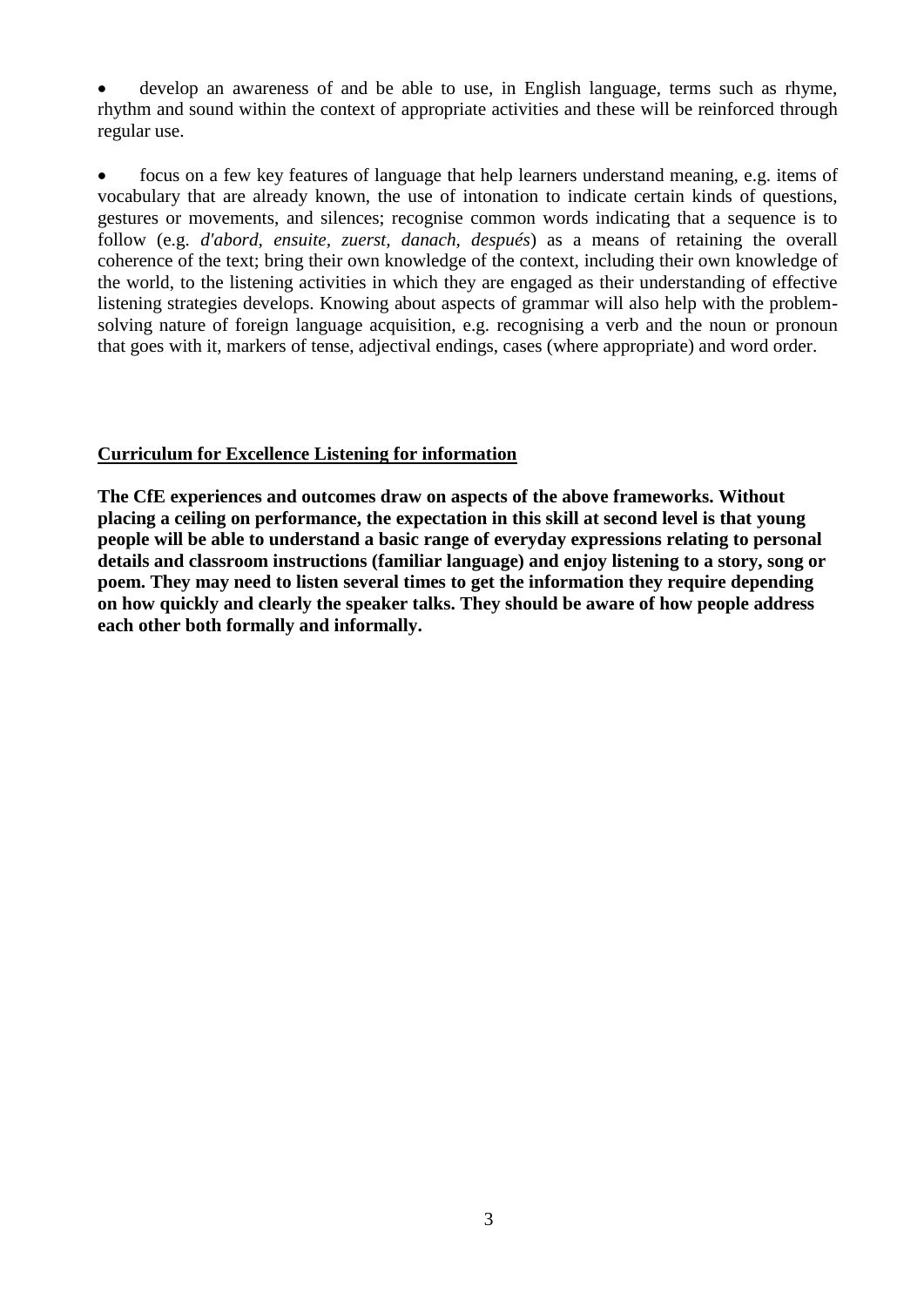- develop an awareness of and be able to use, in English language, terms such as rhyme, rhythm and sound within the context of appropriate activities and these will be reinforced through regular use.

- focus on a few key features of language that help learners understand meaning, e.g. items of vocabulary that are already known, the use of intonation to indicate certain kinds of questions, gestures or movements, and silences; recognise common words indicating that a sequence is to follow (e.g. *d'abord*, *ensuite*, *zuerst*, *danach*, *después*) as a means of retaining the overall coherence of the text; bring their own knowledge of the context, including their own knowledge of the world, to the listening activities in which they are engaged as their understanding of effective listening strategies develops. Knowing about aspects of grammar will also help with the problem-solving nature of foreign language acquisition, e.g. recognising a verb and the noun or pronoun that goes with it, markers of tense, adjectival endings, cases (where appropriate) and word order.

**Curriculum for Excellence Listening for information**

**The CfE experiences and outcomes draw on aspects of the above frameworks. Without placing a ceiling on performance, the expectation in this skill at second level is that young people will be able to understand a basic range of everyday expressions relating to personal details and classroom instructions (familiar language) and enjoy listening to a story, song or poem. They may need to listen several times to get the information they require depending on how quickly and clearly the speaker talks. They should be aware of how people address each other both formally and informally.**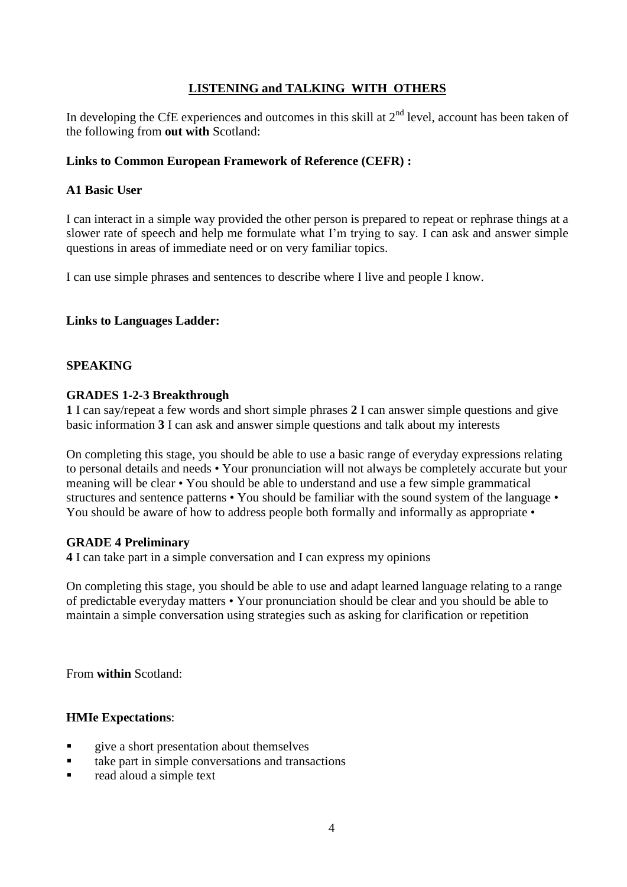# LISTENING and TALKING WITH OTHERS

In developing the CfE experiences and outcomes in this skill at 2nd level, account has been taken of the following from **out with** Scotland:

**Links to Common European Framework of Reference (CEFR) :**

**A1 Basic User**

I can interact in a simple way provided the other person is prepared to repeat or rephrase things at a slower rate of speech and help me formulate what I'm trying to say. I can ask and answer simple questions in areas of immediate need or on very familiar topics.

I can use simple phrases and sentences to describe where I live and people I know.

**Links to Languages Ladder:**

**SPEAKING**

**GRADES 1-2-3 Breakthrough**

**1** I can say/repeat a few words and short simple phrases **2** I can answer simple questions and give basic information **3** I can ask and answer simple questions and talk about my interests

On completing this stage, you should be able to use a basic range of everyday expressions relating to personal details and needs • Your pronunciation will not always be completely accurate but your meaning will be clear • You should be able to understand and use a few simple grammatical structures and sentence patterns • You should be familiar with the sound system of the language • You should be aware of how to address people both formally and informally as appropriate •

**GRADE 4 Preliminary**

**4** I can take part in a simple conversation and I can express my opinions

On completing this stage, you should be able to use and adapt learned language relating to a range of predictable everyday matters • Your pronunciation should be clear and you should be able to maintain a simple conversation using strategies such as asking for clarification or repetition

From **within** Scotland:

**HMIe Expectations**:

- give a short presentation about themselves
- take part in simple conversations and transactions
- read aloud a simple text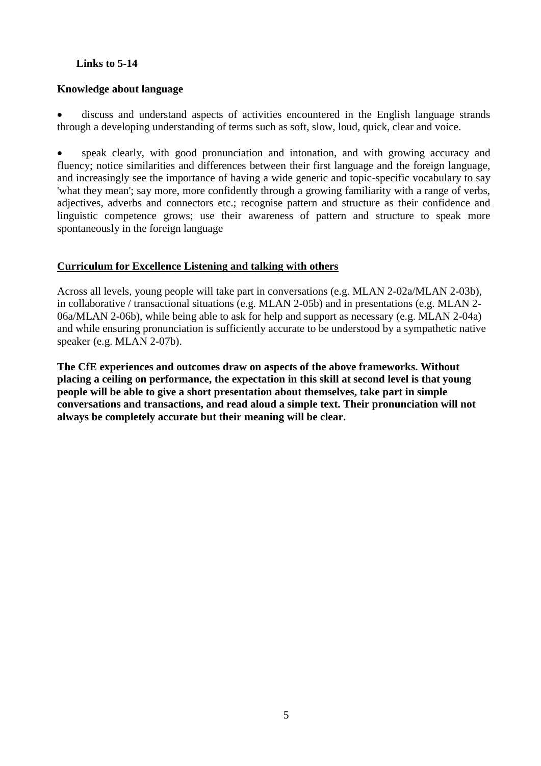**Links to 5-14**

**Knowledge about language**

- discuss and understand aspects of activities encountered in the English language strands through a developing understanding of terms such as soft, slow, loud, quick, clear and voice.

- speak clearly, with good pronunciation and intonation, and with growing accuracy and fluency; notice similarities and differences between their first language and the foreign language, and increasingly see the importance of having a wide generic and topic-specific vocabulary to say 'what they mean'; say more, more confidently through a growing familiarity with a range of verbs, adjectives, adverbs and connectors etc.; recognise pattern and structure as their confidence and linguistic competence grows; use their awareness of pattern and structure to speak more spontaneously in the foreign language

**Curriculum for Excellence Listening and talking with others**

Across all levels, young people will take part in conversations (e.g. MLAN 2-02a/MLAN 2-03b), in collaborative / transactional situations (e.g. MLAN 2-05b) and in presentations (e.g. MLAN 2-06a/MLAN 2-06b), while being able to ask for help and support as necessary (e.g. MLAN 2-04a) and while ensuring pronunciation is sufficiently accurate to be understood by a sympathetic native speaker (e.g. MLAN 2-07b).

**The CfE experiences and outcomes draw on aspects of the above frameworks. Without placing a ceiling on performance, the expectation in this skill at second level is that young people will be able to give a short presentation about themselves, take part in simple conversations and transactions, and read aloud a simple text. Their pronunciation will not always be completely accurate but their meaning will be clear.**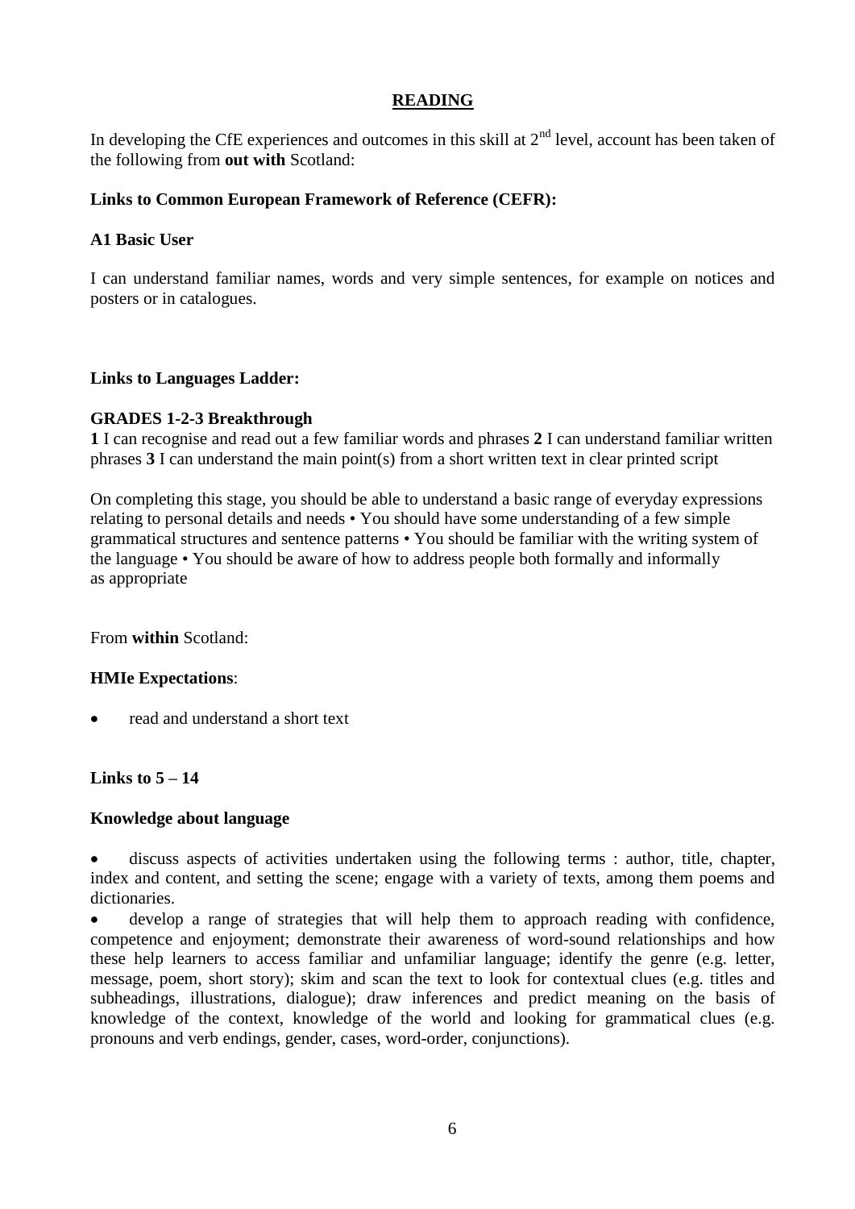## READING

In developing the CfE experiences and outcomes in this skill at 2nd level, account has been taken of the following from **out with** Scotland:

**Links to Common European Framework of Reference (CEFR):**

**A1 Basic User**

I can understand familiar names, words and very simple sentences, for example on notices and posters or in catalogues.

**Links to Languages Ladder:**

**GRADES 1-2-3 Breakthrough**
**1** I can recognise and read out a few familiar words and phrases **2** I can understand familiar written phrases **3** I can understand the main point(s) from a short written text in clear printed script

On completing this stage, you should be able to understand a basic range of everyday expressions relating to personal details and needs • You should have some understanding of a few simple grammatical structures and sentence patterns • You should be familiar with the writing system of the language • You should be aware of how to address people both formally and informally as appropriate

From **within** Scotland:

**HMIe Expectations**:

- read and understand a short text

**Links to 5 – 14**

**Knowledge about language**

- discuss aspects of activities undertaken using the following terms : author, title, chapter, index and content, and setting the scene; engage with a variety of texts, among them poems and dictionaries.
- develop a range of strategies that will help them to approach reading with confidence, competence and enjoyment; demonstrate their awareness of word-sound relationships and how these help learners to access familiar and unfamiliar language; identify the genre (e.g. letter, message, poem, short story); skim and scan the text to look for contextual clues (e.g. titles and subheadings, illustrations, dialogue); draw inferences and predict meaning on the basis of knowledge of the context, knowledge of the world and looking for grammatical clues (e.g. pronouns and verb endings, gender, cases, word-order, conjunctions).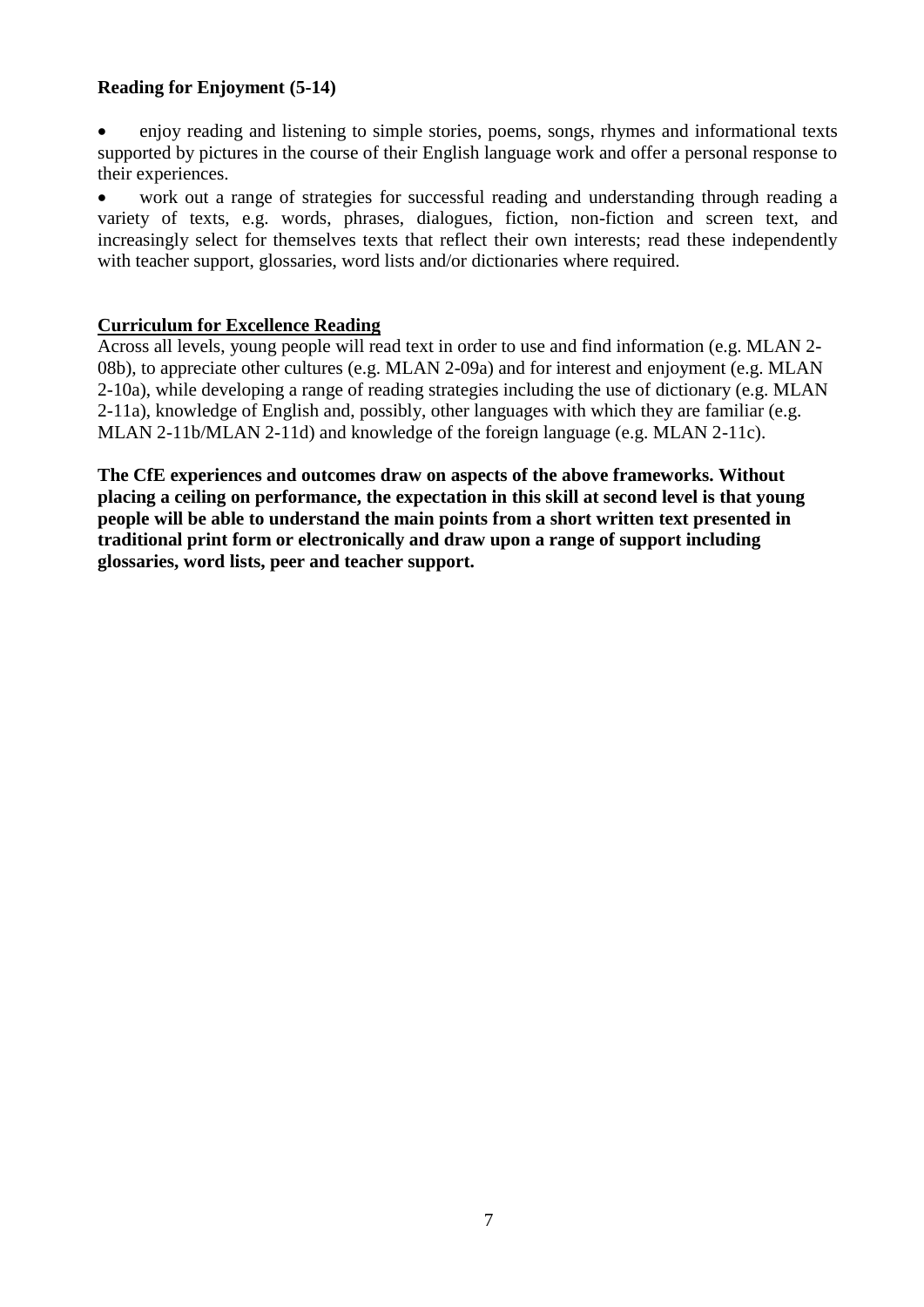**Reading for Enjoyment (5-14)**

- enjoy reading and listening to simple stories, poems, songs, rhymes and informational texts supported by pictures in the course of their English language work and offer a personal response to their experiences.
- work out a range of strategies for successful reading and understanding through reading a variety of texts, e.g. words, phrases, dialogues, fiction, non-fiction and screen text, and increasingly select for themselves texts that reflect their own interests; read these independently with teacher support, glossaries, word lists and/or dictionaries where required.

**Curriculum for Excellence Reading**

Across all levels, young people will read text in order to use and find information (e.g. MLAN 2-08b), to appreciate other cultures (e.g. MLAN 2-09a) and for interest and enjoyment (e.g. MLAN 2-10a), while developing a range of reading strategies including the use of dictionary (e.g. MLAN 2-11a), knowledge of English and, possibly, other languages with which they are familiar (e.g. MLAN 2-11b/MLAN 2-11d) and knowledge of the foreign language (e.g. MLAN 2-11c).

**The CfE experiences and outcomes draw on aspects of the above frameworks. Without placing a ceiling on performance, the expectation in this skill at second level is that young people will be able to understand the main points from a short written text presented in traditional print form or electronically and draw upon a range of support including glossaries, word lists, peer and teacher support.**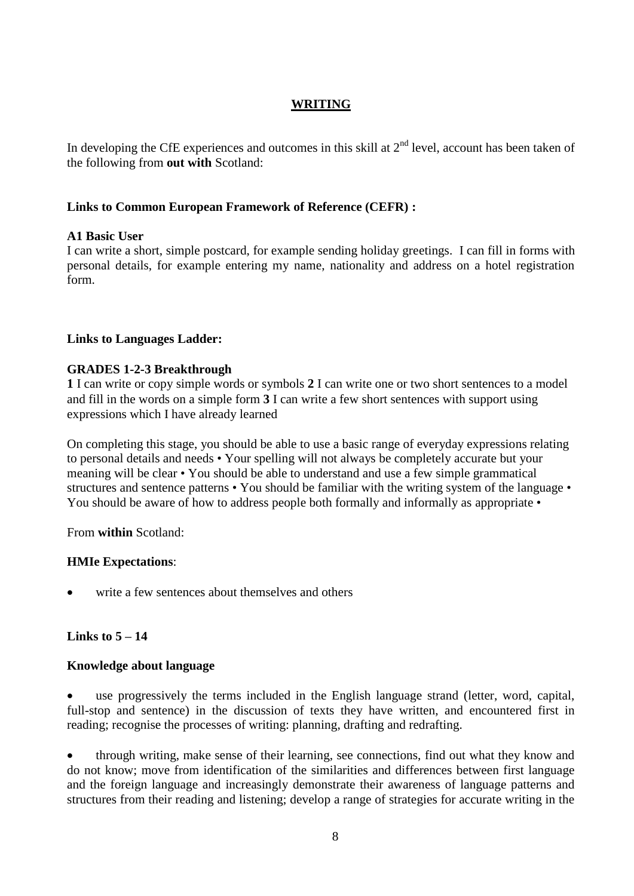## WRITING

In developing the CfE experiences and outcomes in this skill at 2nd level, account has been taken of the following from **out with** Scotland:

### Links to Common European Framework of Reference (CEFR) :

**A1 Basic User**

I can write a short, simple postcard, for example sending holiday greetings. I can fill in forms with personal details, for example entering my name, nationality and address on a hotel registration form.

### Links to Languages Ladder:

**GRADES 1-2-3 Breakthrough**

**1** I can write or copy simple words or symbols **2** I can write one or two short sentences to a model and fill in the words on a simple form **3** I can write a few short sentences with support using expressions which I have already learned

On completing this stage, you should be able to use a basic range of everyday expressions relating to personal details and needs • Your spelling will not always be completely accurate but your meaning will be clear • You should be able to understand and use a few simple grammatical structures and sentence patterns • You should be familiar with the writing system of the language • You should be aware of how to address people both formally and informally as appropriate •

From **within** Scotland:

**HMIe Expectations**:

- write a few sentences about themselves and others

### Links to 5 – 14

**Knowledge about language**

- use progressively the terms included in the English language strand (letter, word, capital, full-stop and sentence) in the discussion of texts they have written, and encountered first in reading; recognise the processes of writing: planning, drafting and redrafting.

- through writing, make sense of their learning, see connections, find out what they know and do not know; move from identification of the similarities and differences between first language and the foreign language and increasingly demonstrate their awareness of language patterns and structures from their reading and listening; develop a range of strategies for accurate writing in the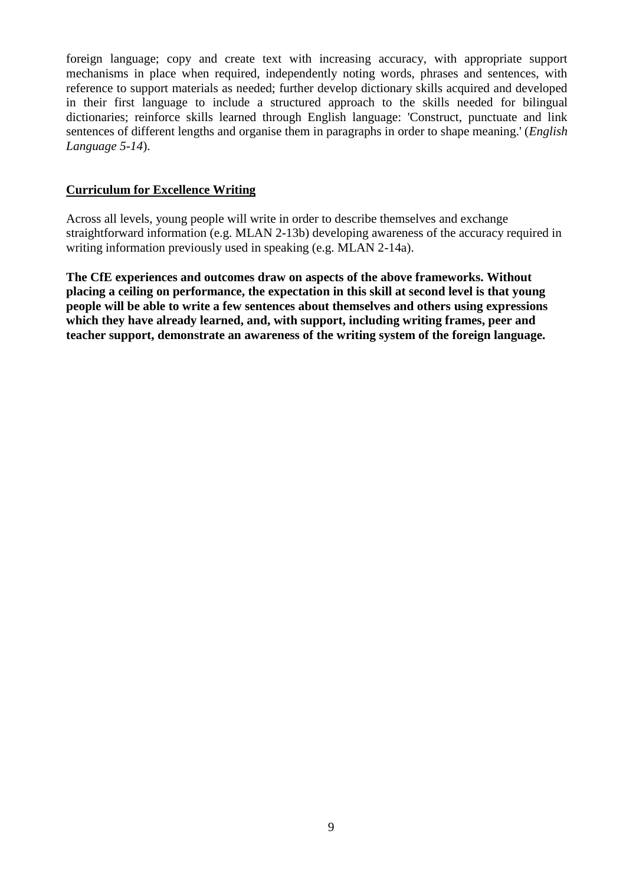foreign language; copy and create text with increasing accuracy, with appropriate support mechanisms in place when required, independently noting words, phrases and sentences, with reference to support materials as needed; further develop dictionary skills acquired and developed in their first language to include a structured approach to the skills needed for bilingual dictionaries; reinforce skills learned through English language: 'Construct, punctuate and link sentences of different lengths and organise them in paragraphs in order to shape meaning.' (*English Language 5-14*).

## Curriculum for Excellence Writing

Across all levels, young people will write in order to describe themselves and exchange straightforward information (e.g. MLAN 2-13b) developing awareness of the accuracy required in writing information previously used in speaking (e.g. MLAN 2-14a).

**The CfE experiences and outcomes draw on aspects of the above frameworks. Without placing a ceiling on performance, the expectation in this skill at second level is that young people will be able to write a few sentences about themselves and others using expressions which they have already learned, and, with support, including writing frames, peer and teacher support, demonstrate an awareness of the writing system of the foreign language.**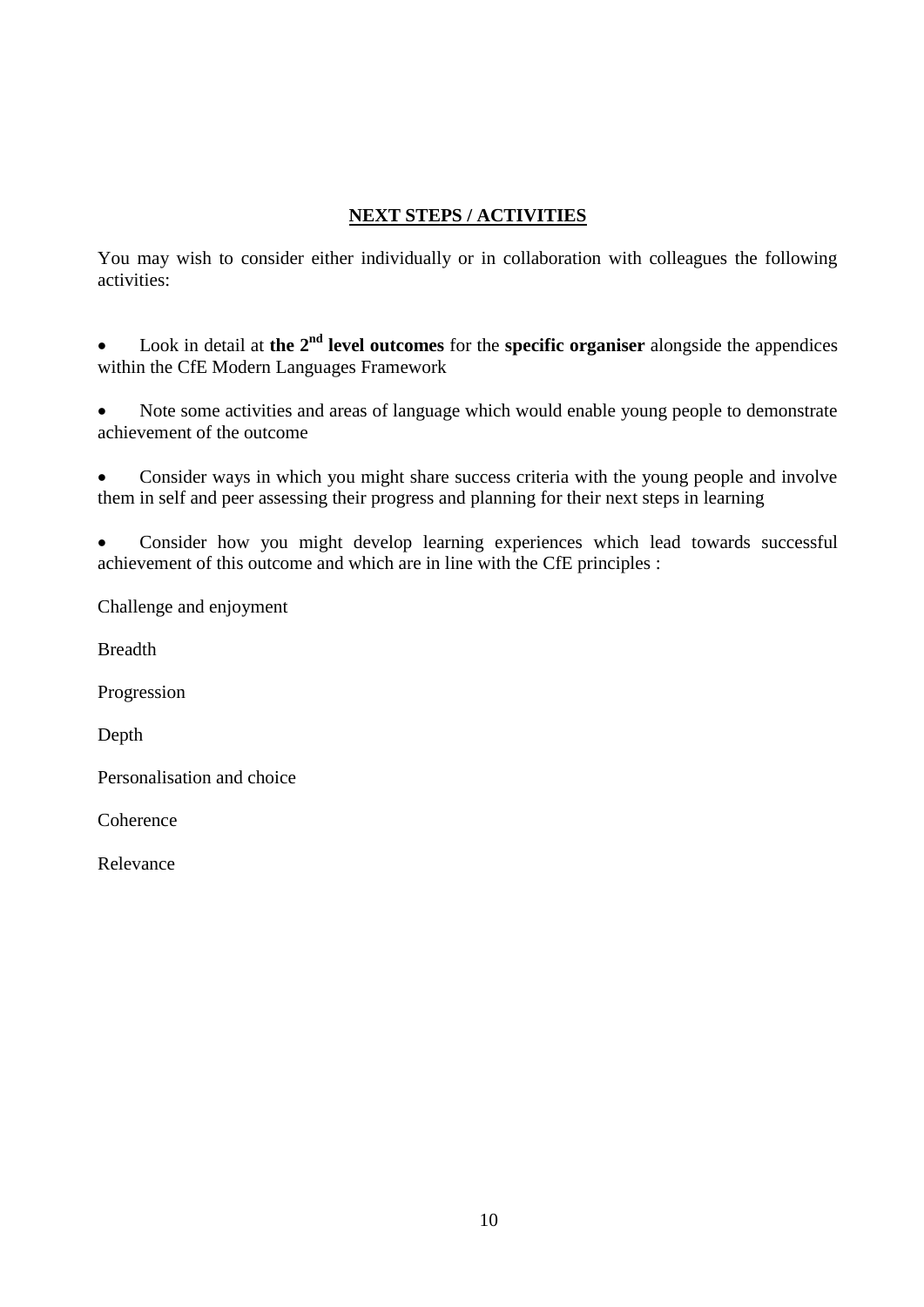## NEXT STEPS / ACTIVITIES

You may wish to consider either individually or in collaboration with colleagues the following activities:

- Look in detail at **the 2nd level outcomes** for the **specific organiser** alongside the appendices within the CfE Modern Languages Framework
- Note some activities and areas of language which would enable young people to demonstrate achievement of the outcome
- Consider ways in which you might share success criteria with the young people and involve them in self and peer assessing their progress and planning for their next steps in learning
- Consider how you might develop learning experiences which lead towards successful achievement of this outcome and which are in line with the CfE principles :

Challenge and enjoyment

Breadth

Progression

Depth

Personalisation and choice

Coherence

Relevance